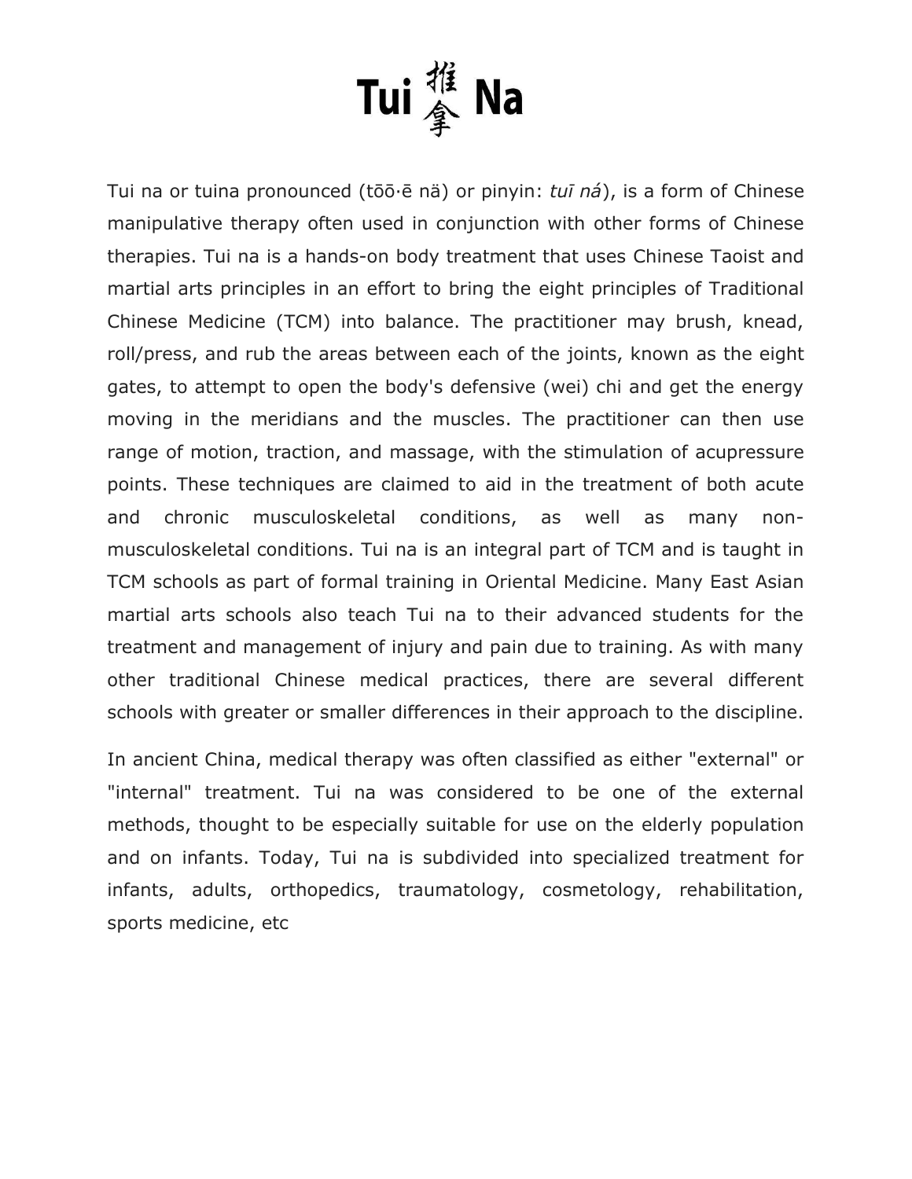# Tui 推拿 Na

Tui na or tuina pronounced (tōō·ē nä) or pinyin: *tuī ná*), is a form of Chinese manipulative therapy often used in conjunction with other forms of Chinese therapies. Tui na is a hands-on body treatment that uses Chinese Taoist and martial arts principles in an effort to bring the eight principles of Traditional Chinese Medicine (TCM) into balance. The practitioner may brush, knead, roll/press, and rub the areas between each of the joints, known as the eight gates, to attempt to open the body's defensive (wei) chi and get the energy moving in the meridians and the muscles. The practitioner can then use range of motion, traction, and massage, with the stimulation of acupressure points. These techniques are claimed to aid in the treatment of both acute and chronic musculoskeletal conditions, as well as many non-musculoskeletal conditions. Tui na is an integral part of TCM and is taught in TCM schools as part of formal training in Oriental Medicine. Many East Asian martial arts schools also teach Tui na to their advanced students for the treatment and management of injury and pain due to training. As with many other traditional Chinese medical practices, there are several different schools with greater or smaller differences in their approach to the discipline.

In ancient China, medical therapy was often classified as either "external" or "internal" treatment. Tui na was considered to be one of the external methods, thought to be especially suitable for use on the elderly population and on infants. Today, Tui na is subdivided into specialized treatment for infants, adults, orthopedics, traumatology, cosmetology, rehabilitation, sports medicine, etc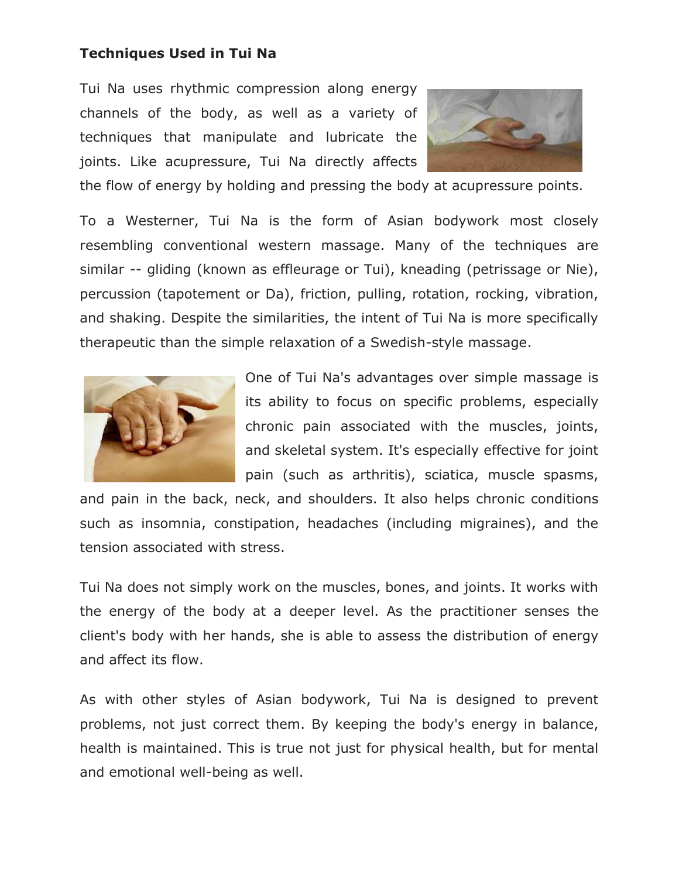**Techniques Used in Tui Na**

Tui Na uses rhythmic compression along energy channels of the body, as well as a variety of techniques that manipulate and lubricate the joints. Like acupressure, Tui Na directly affects the flow of energy by holding and pressing the body at acupressure points.

To a Westerner, Tui Na is the form of Asian bodywork most closely resembling conventional western massage. Many of the techniques are similar -- gliding (known as effleurage or Tui), kneading (petrissage or Nie), percussion (tapotement or Da), friction, pulling, rotation, rocking, vibration, and shaking. Despite the similarities, the intent of Tui Na is more specifically therapeutic than the simple relaxation of a Swedish-style massage.

One of Tui Na's advantages over simple massage is its ability to focus on specific problems, especially chronic pain associated with the muscles, joints, and skeletal system. It's especially effective for joint pain (such as arthritis), sciatica, muscle spasms, and pain in the back, neck, and shoulders. It also helps chronic conditions such as insomnia, constipation, headaches (including migraines), and the tension associated with stress.

Tui Na does not simply work on the muscles, bones, and joints. It works with the energy of the body at a deeper level. As the practitioner senses the client's body with her hands, she is able to assess the distribution of energy and affect its flow.

As with other styles of Asian bodywork, Tui Na is designed to prevent problems, not just correct them. By keeping the body's energy in balance, health is maintained. This is true not just for physical health, but for mental and emotional well-being as well.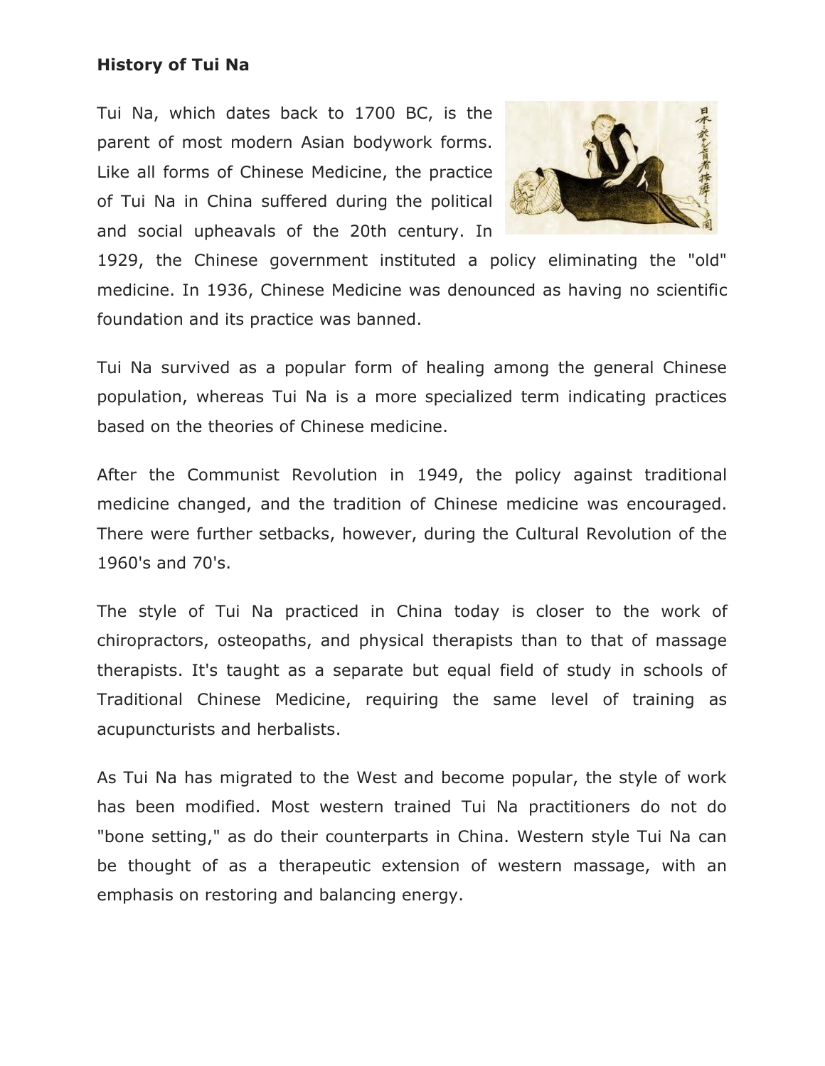**History of Tui Na**

Tui Na, which dates back to 1700 BC, is the parent of most modern Asian bodywork forms. Like all forms of Chinese Medicine, the practice of Tui Na in China suffered during the political and social upheavals of the 20th century. In 1929, the Chinese government instituted a policy eliminating the "old" medicine. In 1936, Chinese Medicine was denounced as having no scientific foundation and its practice was banned.

Tui Na survived as a popular form of healing among the general Chinese population, whereas Tui Na is a more specialized term indicating practices based on the theories of Chinese medicine.

After the Communist Revolution in 1949, the policy against traditional medicine changed, and the tradition of Chinese medicine was encouraged. There were further setbacks, however, during the Cultural Revolution of the 1960's and 70's.

The style of Tui Na practiced in China today is closer to the work of chiropractors, osteopaths, and physical therapists than to that of massage therapists. It's taught as a separate but equal field of study in schools of Traditional Chinese Medicine, requiring the same level of training as acupuncturists and herbalists.

As Tui Na has migrated to the West and become popular, the style of work has been modified. Most western trained Tui Na practitioners do not do "bone setting," as do their counterparts in China. Western style Tui Na can be thought of as a therapeutic extension of western massage, with an emphasis on restoring and balancing energy.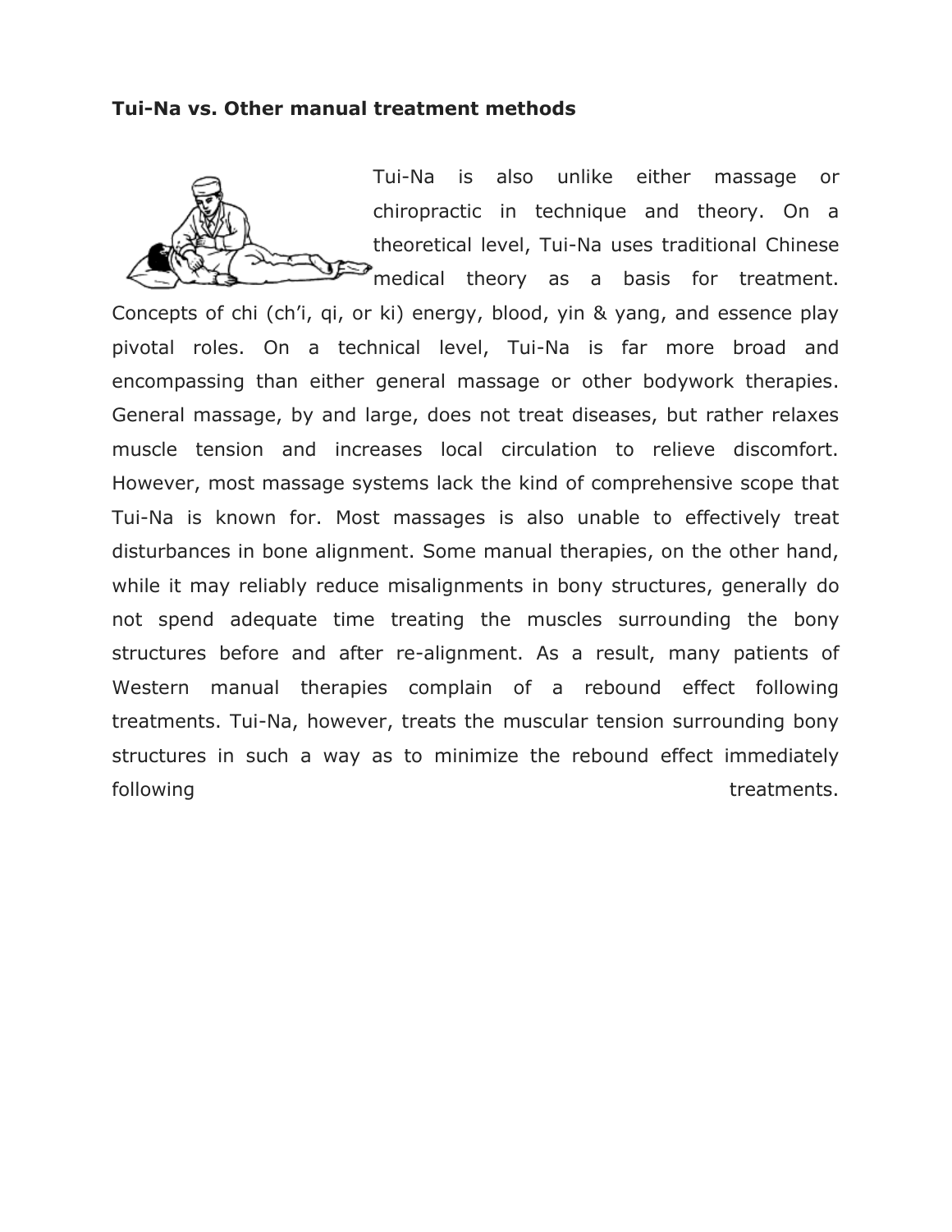**Tui-Na vs. Other manual treatment methods**

Tui-Na is also unlike either massage or chiropractic in technique and theory. On a theoretical level, Tui-Na uses traditional Chinese medical theory as a basis for treatment. Concepts of chi (ch'i, qi, or ki) energy, blood, yin & yang, and essence play pivotal roles. On a technical level, Tui-Na is far more broad and encompassing than either general massage or other bodywork therapies. General massage, by and large, does not treat diseases, but rather relaxes muscle tension and increases local circulation to relieve discomfort. However, most massage systems lack the kind of comprehensive scope that Tui-Na is known for. Most massages is also unable to effectively treat disturbances in bone alignment. Some manual therapies, on the other hand, while it may reliably reduce misalignments in bony structures, generally do not spend adequate time treating the muscles surrounding the bony structures before and after re-alignment. As a result, many patients of Western manual therapies complain of a rebound effect following treatments. Tui-Na, however, treats the muscular tension surrounding bony structures in such a way as to minimize the rebound effect immediately following treatments.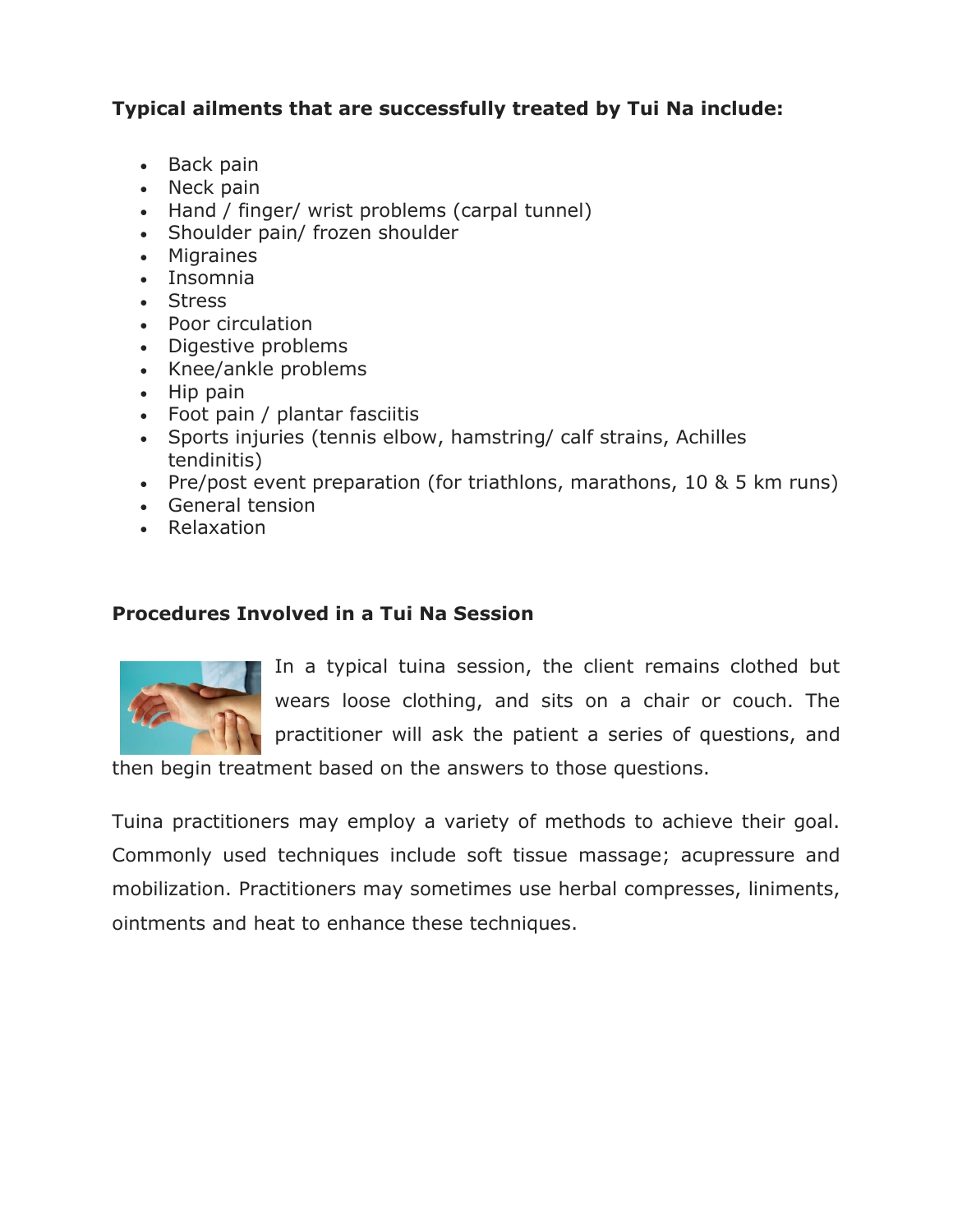**Typical ailments that are successfully treated by Tui Na include:**

- Back pain
- Neck pain
- Hand / finger/ wrist problems (carpal tunnel)
- Shoulder pain/ frozen shoulder
- Migraines
- Insomnia
- Stress
- Poor circulation
- Digestive problems
- Knee/ankle problems
- Hip pain
- Foot pain / plantar fasciitis
- Sports injuries (tennis elbow, hamstring/ calf strains, Achilles tendinitis)
- Pre/post event preparation (for triathlons, marathons, 10 & 5 km runs)
- General tension
- Relaxation

**Procedures Involved in a Tui Na Session**

In a typical tuina session, the client remains clothed but wears loose clothing, and sits on a chair or couch. The practitioner will ask the patient a series of questions, and then begin treatment based on the answers to those questions.

Tuina practitioners may employ a variety of methods to achieve their goal. Commonly used techniques include soft tissue massage; acupressure and mobilization. Practitioners may sometimes use herbal compresses, liniments, ointments and heat to enhance these techniques.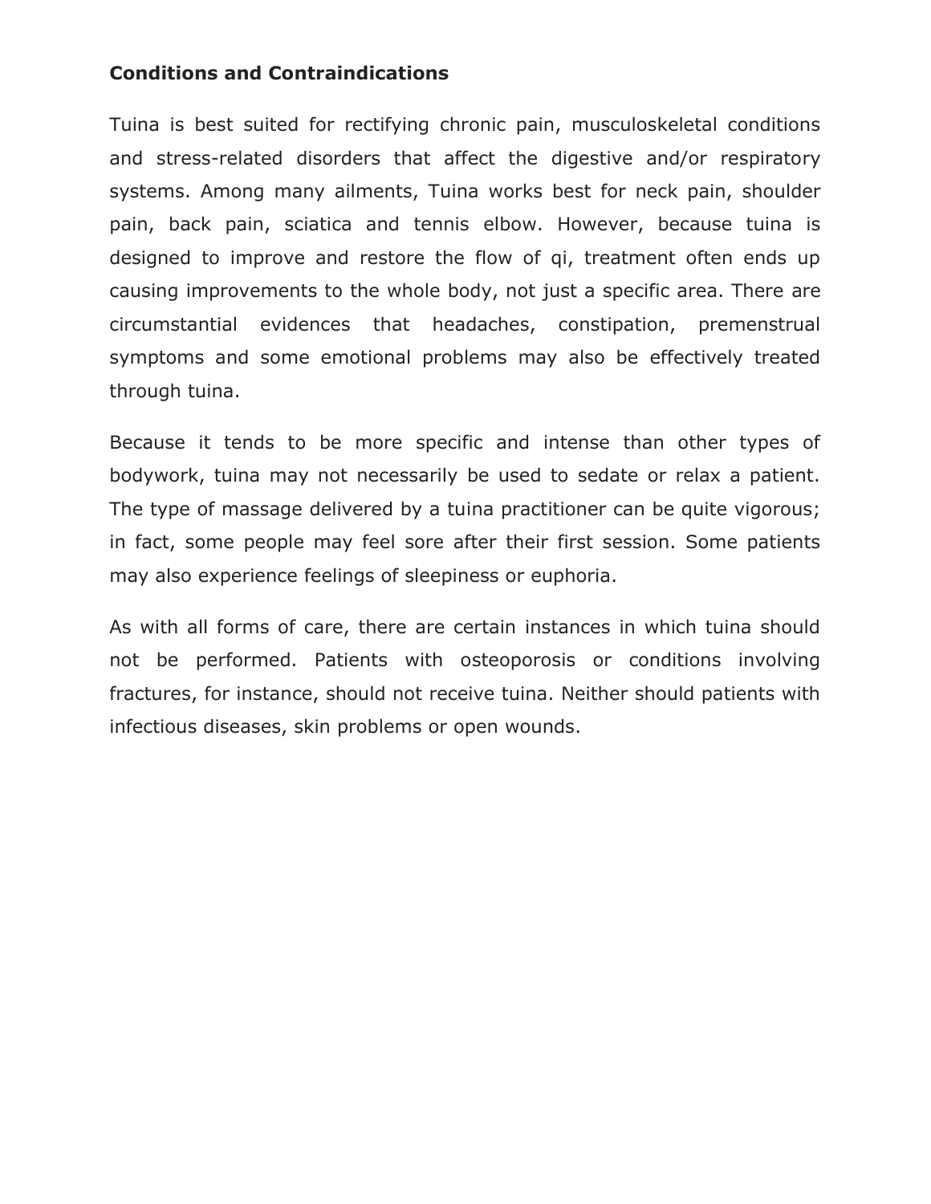**Conditions and Contraindications**

Tuina is best suited for rectifying chronic pain, musculoskeletal conditions and stress-related disorders that affect the digestive and/or respiratory systems. Among many ailments, Tuina works best for neck pain, shoulder pain, back pain, sciatica and tennis elbow. However, because tuina is designed to improve and restore the flow of qi, treatment often ends up causing improvements to the whole body, not just a specific area. There are circumstantial evidences that headaches, constipation, premenstrual symptoms and some emotional problems may also be effectively treated through tuina.

Because it tends to be more specific and intense than other types of bodywork, tuina may not necessarily be used to sedate or relax a patient. The type of massage delivered by a tuina practitioner can be quite vigorous; in fact, some people may feel sore after their first session. Some patients may also experience feelings of sleepiness or euphoria.

As with all forms of care, there are certain instances in which tuina should not be performed. Patients with osteoporosis or conditions involving fractures, for instance, should not receive tuina. Neither should patients with infectious diseases, skin problems or open wounds.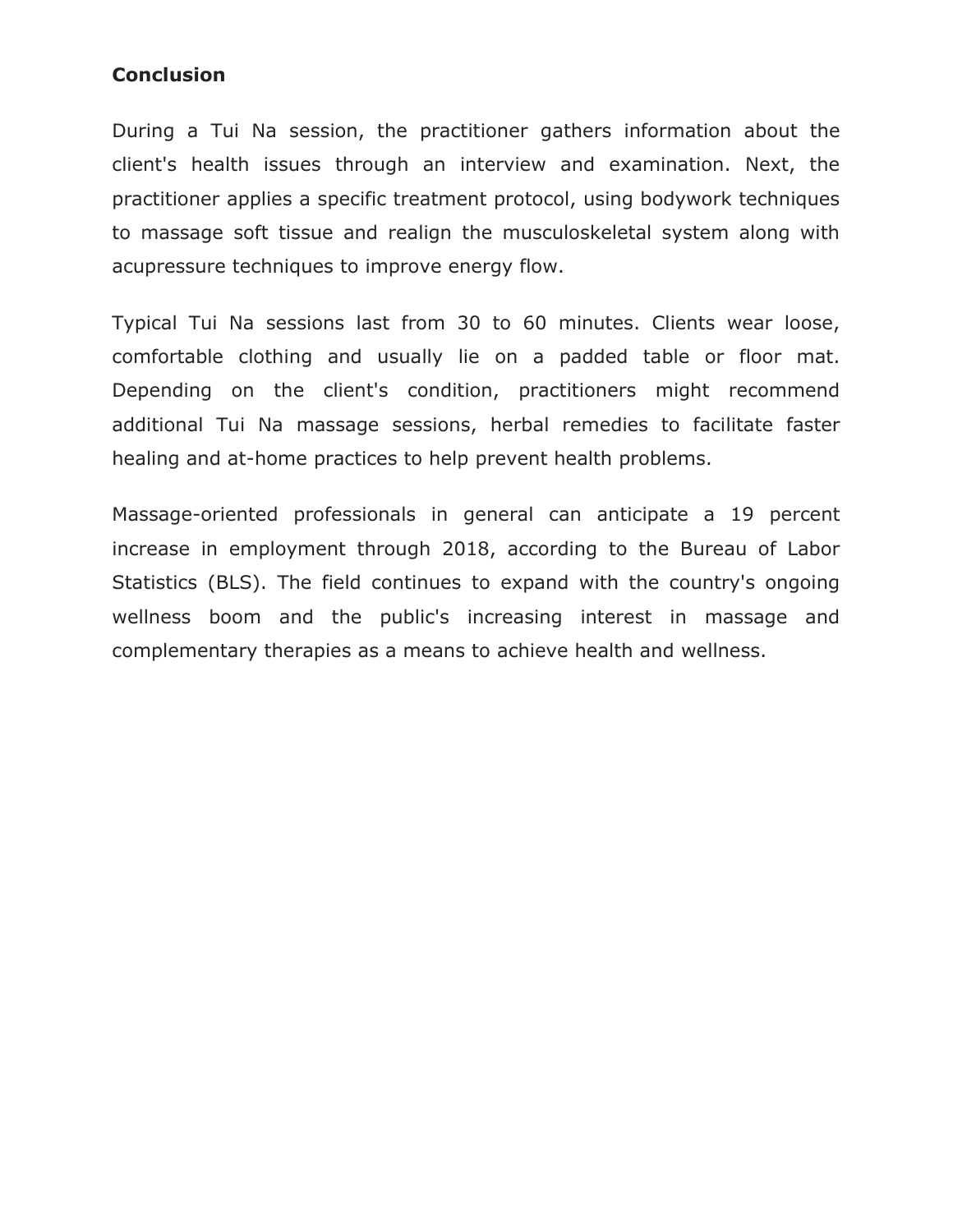**Conclusion**

During a Tui Na session, the practitioner gathers information about the client's health issues through an interview and examination. Next, the practitioner applies a specific treatment protocol, using bodywork techniques to massage soft tissue and realign the musculoskeletal system along with acupressure techniques to improve energy flow.

Typical Tui Na sessions last from 30 to 60 minutes. Clients wear loose, comfortable clothing and usually lie on a padded table or floor mat. Depending on the client's condition, practitioners might recommend additional Tui Na massage sessions, herbal remedies to facilitate faster healing and at-home practices to help prevent health problems.

Massage-oriented professionals in general can anticipate a 19 percent increase in employment through 2018, according to the Bureau of Labor Statistics (BLS). The field continues to expand with the country's ongoing wellness boom and the public's increasing interest in massage and complementary therapies as a means to achieve health and wellness.